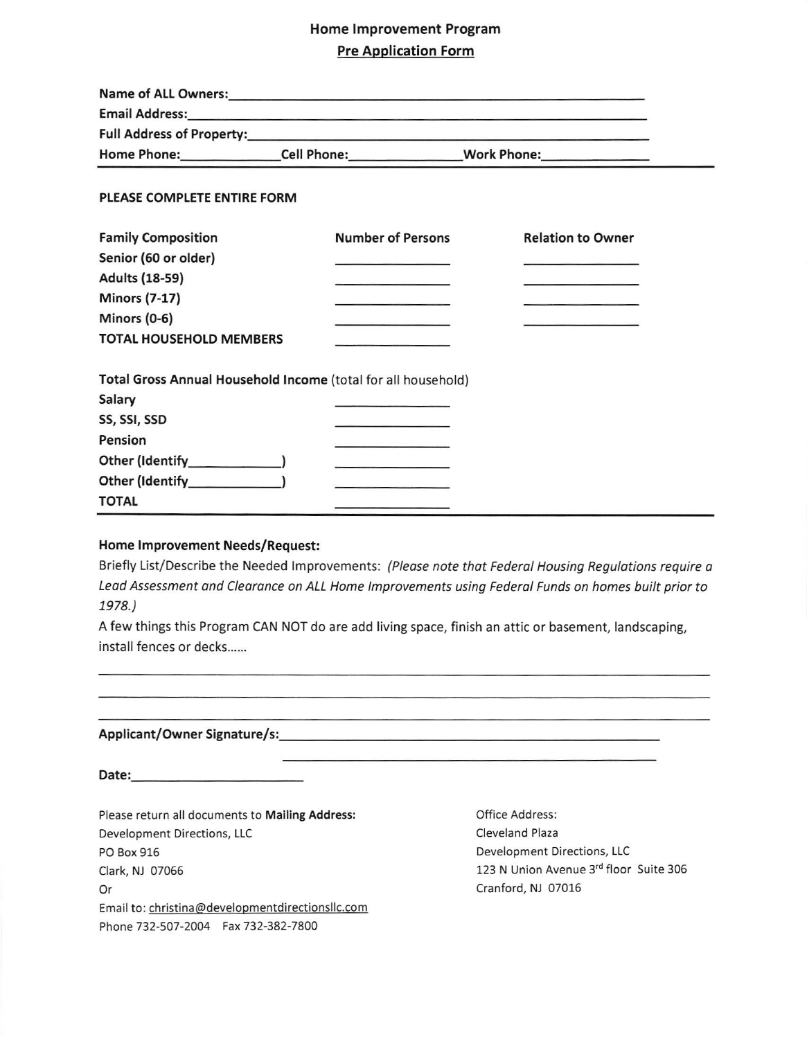# Home Improvement Program

## Pre Application Form

**Name of ALL Owners:**\_\_\_\_\_\_\_\_\_\_\_\_\_\_\_\_\_\_\_\_\_\_\_\_\_\_\_\_\_\_\_\_\_\_\_\_\_\_\_\_\_\_\_\_

**Email Address:**\_\_\_\_\_\_\_\_\_\_\_\_\_\_\_\_\_\_\_\_\_\_\_\_\_\_\_\_\_\_\_\_\_\_\_\_\_\_\_\_\_\_\_\_\_\_\_\_

**Full Address of Property:**\_\_\_\_\_\_\_\_\_\_\_\_\_\_\_\_\_\_\_\_\_\_\_\_\_\_\_\_\_\_\_\_\_\_\_\_\_\_\_\_

**Home Phone:**\_\_\_\_\_\_\_\_\_\_\_\_ **Cell Phone:**\_\_\_\_\_\_\_\_\_\_\_\_\_\_ **Work Phone:**\_\_\_\_\_\_\_\_\_\_\_\_

**PLEASE COMPLETE ENTIRE FORM**

| Family Composition | Number of Persons | Relation to Owner |
|---|---|---|
| Senior (60 or older) | \_\_\_\_\_\_\_\_\_\_ | \_\_\_\_\_\_\_\_\_\_ |
| Adults (18-59) | \_\_\_\_\_\_\_\_\_\_ | \_\_\_\_\_\_\_\_\_\_ |
| Minors (7-17) | \_\_\_\_\_\_\_\_\_\_ | \_\_\_\_\_\_\_\_\_\_ |
| Minors (0-6) | \_\_\_\_\_\_\_\_\_\_ | \_\_\_\_\_\_\_\_\_\_ |
| **TOTAL HOUSEHOLD MEMBERS** | \_\_\_\_\_\_\_\_\_\_ | |

**Total Gross Annual Household Income** (total for all household)

| | |
|---|---|
| Salary | \_\_\_\_\_\_\_\_\_\_ |
| SS, SSI, SSD | \_\_\_\_\_\_\_\_\_\_ |
| Pension | \_\_\_\_\_\_\_\_\_\_ |
| Other (Identify\_\_\_\_\_\_\_\_\_\_) | \_\_\_\_\_\_\_\_\_\_ |
| Other (Identify\_\_\_\_\_\_\_\_\_\_) | \_\_\_\_\_\_\_\_\_\_ |
| **TOTAL** | \_\_\_\_\_\_\_\_\_\_ |

**Home Improvement Needs/Request:**

Briefly List/Describe the Needed Improvements: *(Please note that Federal Housing Regulations require a Lead Assessment and Clearance on ALL Home Improvements using Federal Funds on homes built prior to 1978.)*

A few things this Program CAN NOT do are add living space, finish an attic or basement, landscaping, install fences or decks……

\_\_\_\_\_\_\_\_\_\_\_\_\_\_\_\_\_\_\_\_\_\_\_\_\_\_\_\_\_\_\_\_\_\_\_\_\_\_\_\_\_\_\_\_\_\_\_\_\_\_\_\_\_\_\_\_\_\_\_\_\_\_\_\_

\_\_\_\_\_\_\_\_\_\_\_\_\_\_\_\_\_\_\_\_\_\_\_\_\_\_\_\_\_\_\_\_\_\_\_\_\_\_\_\_\_\_\_\_\_\_\_\_\_\_\_\_\_\_\_\_\_\_\_\_\_\_\_\_

\_\_\_\_\_\_\_\_\_\_\_\_\_\_\_\_\_\_\_\_\_\_\_\_\_\_\_\_\_\_\_\_\_\_\_\_\_\_\_\_\_\_\_\_\_\_\_\_\_\_\_\_\_\_\_\_\_\_\_\_\_\_\_\_

**Applicant/Owner Signature/s:**\_\_\_\_\_\_\_\_\_\_\_\_\_\_\_\_\_\_\_\_\_\_\_\_\_\_\_\_\_\_\_\_\_\_\_\_\_\_

\_\_\_\_\_\_\_\_\_\_\_\_\_\_\_\_\_\_\_\_\_\_\_\_\_\_\_\_\_\_\_\_\_\_\_\_\_\_

**Date:**\_\_\_\_\_\_\_\_\_\_\_\_\_\_\_\_\_\_

Please return all documents to **Mailing Address:**
Development Directions, LLC
PO Box 916
Clark, NJ 07066
Or
Email to: christina@developmentdirectionsllc.com
Phone 732-507-2004 Fax 732-382-7800

Office Address:
Cleveland Plaza
Development Directions, LLC
123 N Union Avenue 3rd floor Suite 306
Cranford, NJ 07016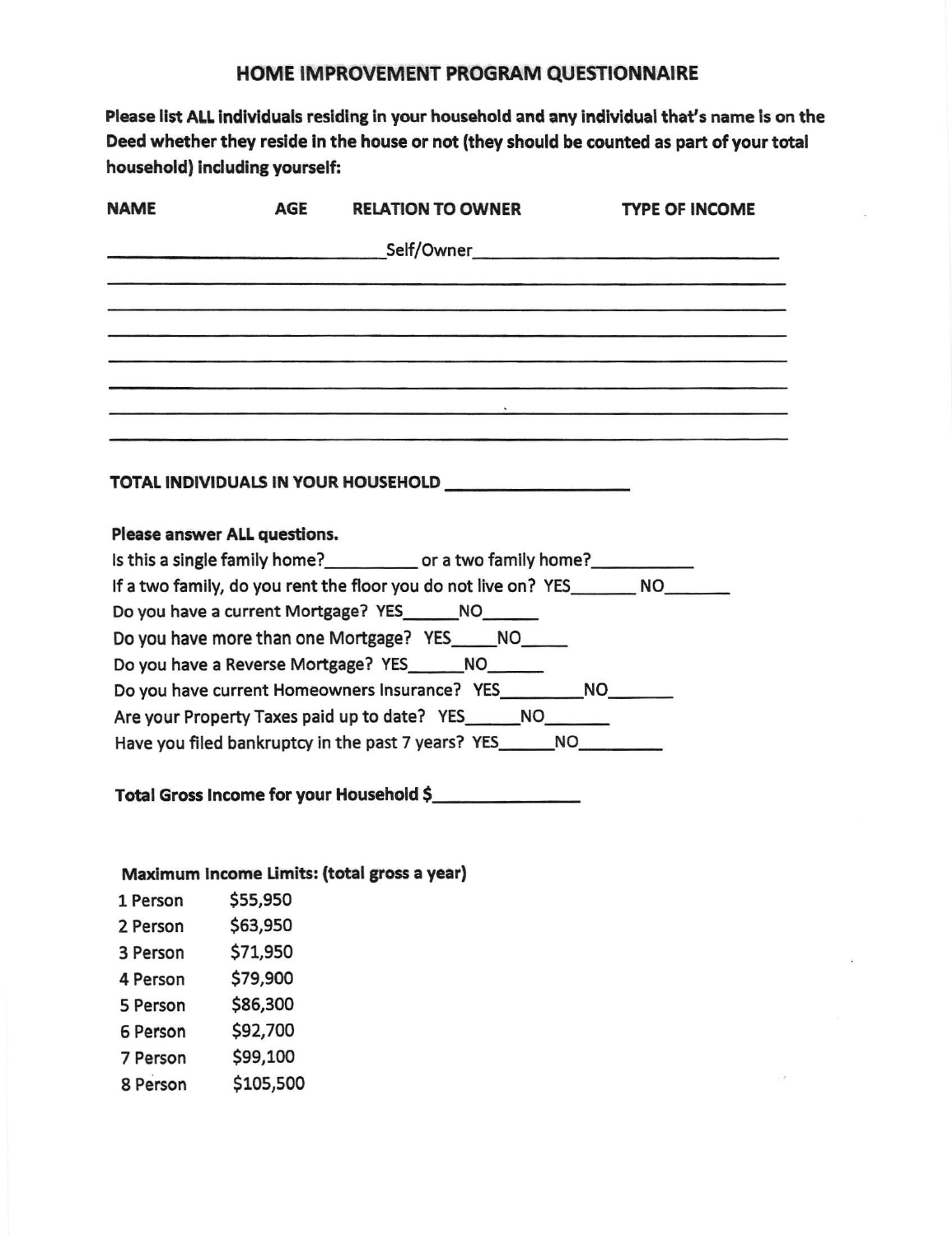# HOME IMPROVEMENT PROGRAM QUESTIONNAIRE

**Please list ALL individuals residing in your household and any individual that's name is on the Deed whether they reside in the house or not (they should be counted as part of your total household) including yourself:**

| NAME | AGE | RELATION TO OWNER | TYPE OF INCOME |
|---|---|---|---|
| | | Self/Owner | |
| | | | |
| | | | |
| | | | |
| | | | |
| | | | |
| | | | |
| | | | |

**TOTAL INDIVIDUALS IN YOUR HOUSEHOLD ________________**

**Please answer ALL questions.**

Is this a single family home?__________ or a two family home?___________

If a two family, do you rent the floor you do not live on? YES_______ NO_______

Do you have a current Mortgage? YES______NO______

Do you have more than one Mortgage? YES_____NO_____

Do you have a Reverse Mortgage? YES______NO______

Do you have current Homeowners Insurance? YES_________NO_______

Are your Property Taxes paid up to date? YES______NO_______

Have you filed bankruptcy in the past 7 years? YES______NO_________

**Total Gross Income for your Household $_______________**

**Maximum Income Limits: (total gross a year)**

| | |
|---|---|
| 1 Person | $55,950 |
| 2 Person | $63,950 |
| 3 Person | $71,950 |
| 4 Person | $79,900 |
| 5 Person | $86,300 |
| 6 Person | $92,700 |
| 7 Person | $99,100 |
| 8 Person | $105,500 |